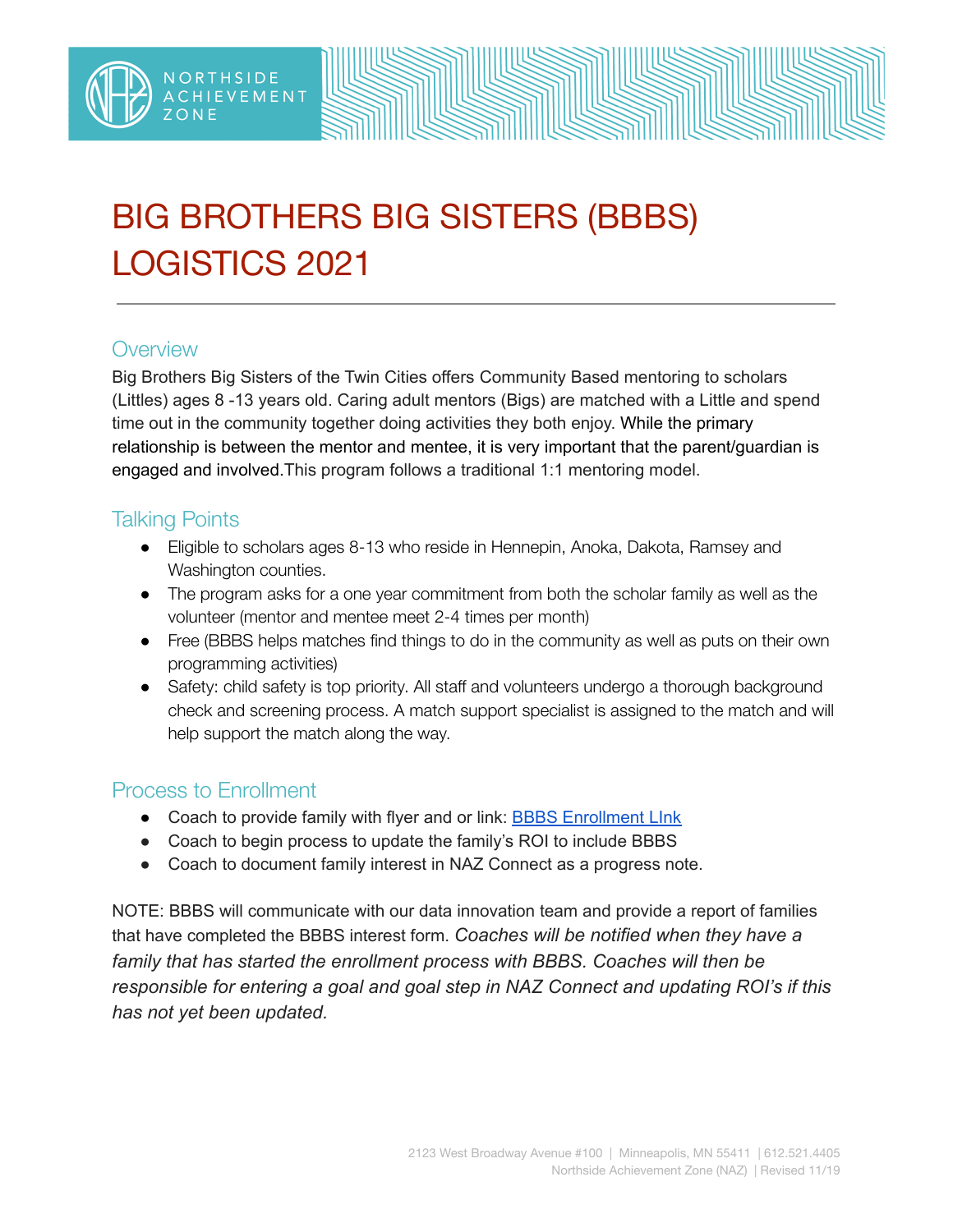# BIG BROTHERS BIG SISTERS (BBBS) LOGISTICS 2021

## Overview

Big Brothers Big Sisters of the Twin Cities offers Community Based mentoring to scholars (Littles) ages 8 -13 years old. Caring adult mentors (Bigs) are matched with a Little and spend time out in the community together doing activities they both enjoy. While the primary relationship is between the mentor and mentee, it is very important that the parent/guardian is engaged and involved.This program follows a traditional 1:1 mentoring model.

## Talking Points

- Eligible to scholars ages 8-13 who reside in Hennepin, Anoka, Dakota, Ramsey and Washington counties.
- The program asks for a one year commitment from both the scholar family as well as the volunteer (mentor and mentee meet 2-4 times per month)
- Free (BBBS helps matches find things to do in the community as well as puts on their own programming activities)
- Safety: child safety is top priority. All staff and volunteers undergo a thorough background check and screening process. A match support specialist is assigned to the match and will help support the match along the way.

## Process to Enrollment

- Coach to provide family with flyer and or link: BBBS Enrollment LInk
- Coach to begin process to update the family's ROI to include BBBS
- Coach to document family interest in NAZ Connect as a progress note.

NOTE: BBBS will communicate with our data innovation team and provide a report of families that have completed the BBBS interest form. *Coaches will be notified when they have a family that has started the enrollment process with BBBS. Coaches will then be responsible for entering a goal and goal step in NAZ Connect and updating ROI's if this has not yet been updated.*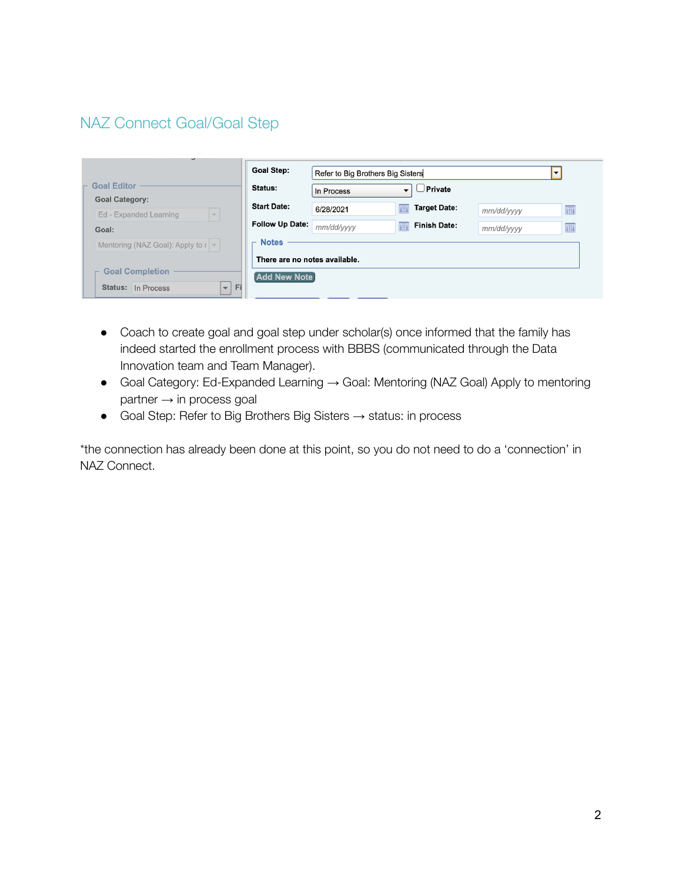## NAZ Connect Goal/Goal Step

- Coach to create goal and goal step under scholar(s) once informed that the family has indeed started the enrollment process with BBBS (communicated through the Data Innovation team and Team Manager).
- Goal Category: Ed-Expanded Learning → Goal: Mentoring (NAZ Goal) Apply to mentoring partner → in process goal
- Goal Step: Refer to Big Brothers Big Sisters → status: in process

*the connection has already been done at this point, so you do not need to do a 'connection' in NAZ Connect.